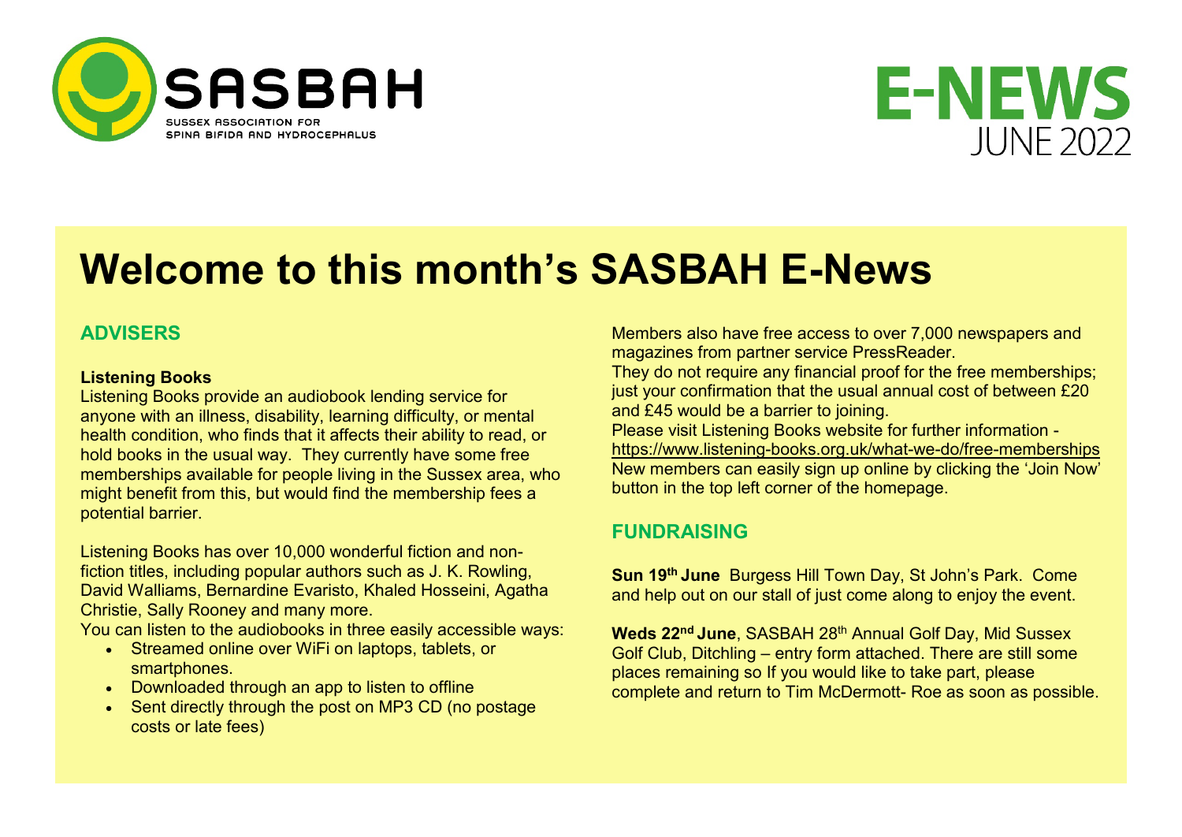SASBAH

SUSSEX ASSOCIATION FOR SPINA BIFIDA AND HYDROCEPHALUS

E-NEWS
JUNE 2022

# Welcome to this month's SASBAH E-News

## ADVISERS

**Listening Books**
Listening Books provide an audiobook lending service for anyone with an illness, disability, learning difficulty, or mental health condition, who finds that it affects their ability to read, or hold books in the usual way. They currently have some free memberships available for people living in the Sussex area, who might benefit from this, but would find the membership fees a potential barrier.

Listening Books has over 10,000 wonderful fiction and non-fiction titles, including popular authors such as J. K. Rowling, David Walliams, Bernardine Evaristo, Khaled Hosseini, Agatha Christie, Sally Rooney and many more.
You can listen to the audiobooks in three easily accessible ways:

- Streamed online over WiFi on laptops, tablets, or smartphones.
- Downloaded through an app to listen to offline
- Sent directly through the post on MP3 CD (no postage costs or late fees)

Members also have free access to over 7,000 newspapers and magazines from partner service PressReader.
They do not require any financial proof for the free memberships; just your confirmation that the usual annual cost of between £20 and £45 would be a barrier to joining.
Please visit Listening Books website for further information - https://www.listening-books.org.uk/what-we-do/free-memberships
New members can easily sign up online by clicking the 'Join Now' button in the top left corner of the homepage.

## FUNDRAISING

**Sun 19th June** Burgess Hill Town Day, St John's Park. Come and help out on our stall of just come along to enjoy the event.

**Weds 22nd June**, SASBAH 28th Annual Golf Day, Mid Sussex Golf Club, Ditchling – entry form attached. There are still some places remaining so If you would like to take part, please complete and return to Tim McDermott- Roe as soon as possible.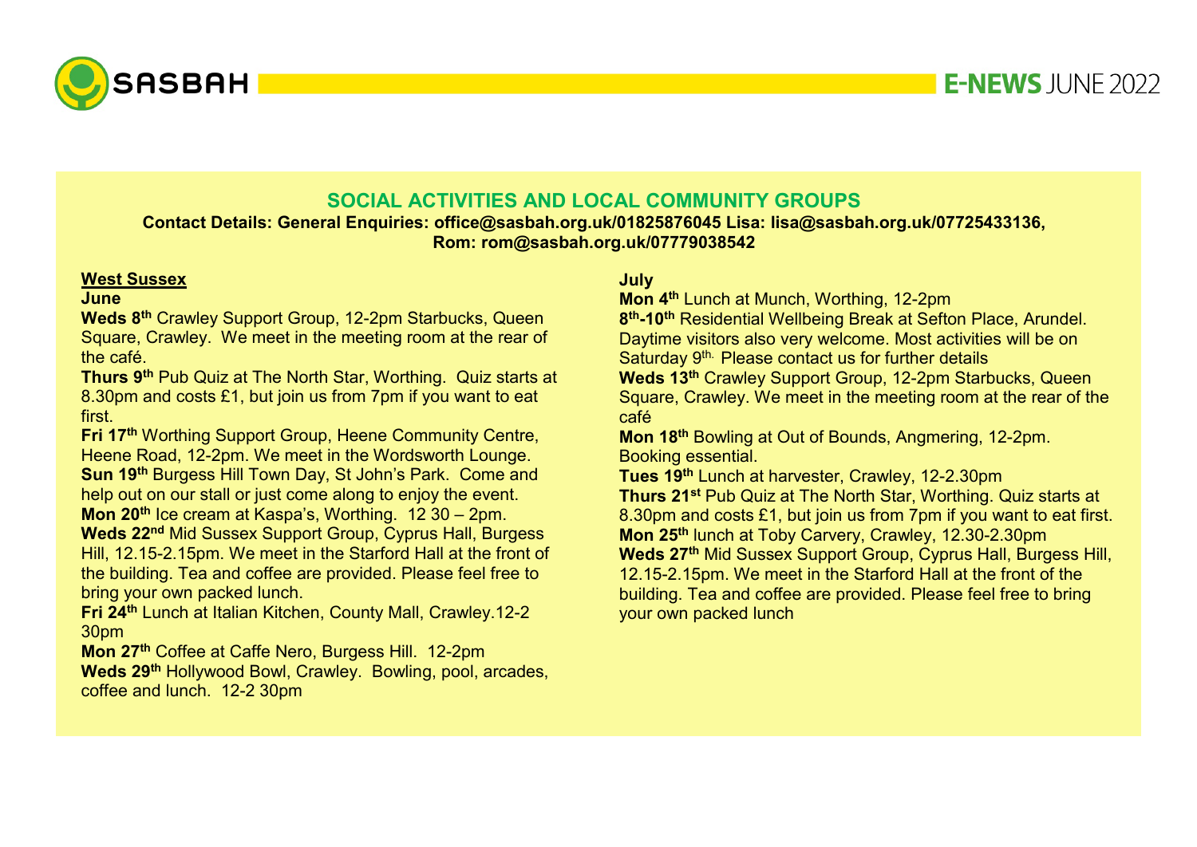## SOCIAL ACTIVITIES AND LOCAL COMMUNITY GROUPS

**Contact Details: General Enquiries: office@sasbah.org.uk/01825876045 Lisa: lisa@sasbah.org.uk/07725433136, Rom: rom@sasbah.org.uk/07779038542**

### West Sussex

**June**

**Weds 8th** Crawley Support Group, 12-2pm Starbucks, Queen Square, Crawley. We meet in the meeting room at the rear of the café.

**Thurs 9th** Pub Quiz at The North Star, Worthing. Quiz starts at 8.30pm and costs £1, but join us from 7pm if you want to eat first.

**Fri 17th** Worthing Support Group, Heene Community Centre, Heene Road, 12-2pm. We meet in the Wordsworth Lounge.

**Sun 19th** Burgess Hill Town Day, St John's Park. Come and help out on our stall or just come along to enjoy the event.

**Mon 20th** Ice cream at Kaspa's, Worthing. 12 30 – 2pm.

**Weds 22nd** Mid Sussex Support Group, Cyprus Hall, Burgess Hill, 12.15-2.15pm. We meet in the Starford Hall at the front of the building. Tea and coffee are provided. Please feel free to bring your own packed lunch.

**Fri 24th** Lunch at Italian Kitchen, County Mall, Crawley.12-2 30pm

**Mon 27th** Coffee at Caffe Nero, Burgess Hill. 12-2pm

**Weds 29th** Hollywood Bowl, Crawley. Bowling, pool, arcades, coffee and lunch. 12-2 30pm

**July**

**Mon 4th** Lunch at Munch, Worthing, 12-2pm

**8th-10th** Residential Wellbeing Break at Sefton Place, Arundel. Daytime visitors also very welcome. Most activities will be on Saturday 9th. Please contact us for further details

**Weds 13th** Crawley Support Group, 12-2pm Starbucks, Queen Square, Crawley. We meet in the meeting room at the rear of the café

**Mon 18th** Bowling at Out of Bounds, Angmering, 12-2pm. Booking essential.

**Tues 19th** Lunch at harvester, Crawley, 12-2.30pm

**Thurs 21st** Pub Quiz at The North Star, Worthing. Quiz starts at 8.30pm and costs £1, but join us from 7pm if you want to eat first.

**Mon 25th** lunch at Toby Carvery, Crawley, 12.30-2.30pm

**Weds 27th** Mid Sussex Support Group, Cyprus Hall, Burgess Hill, 12.15-2.15pm. We meet in the Starford Hall at the front of the building. Tea and coffee are provided. Please feel free to bring your own packed lunch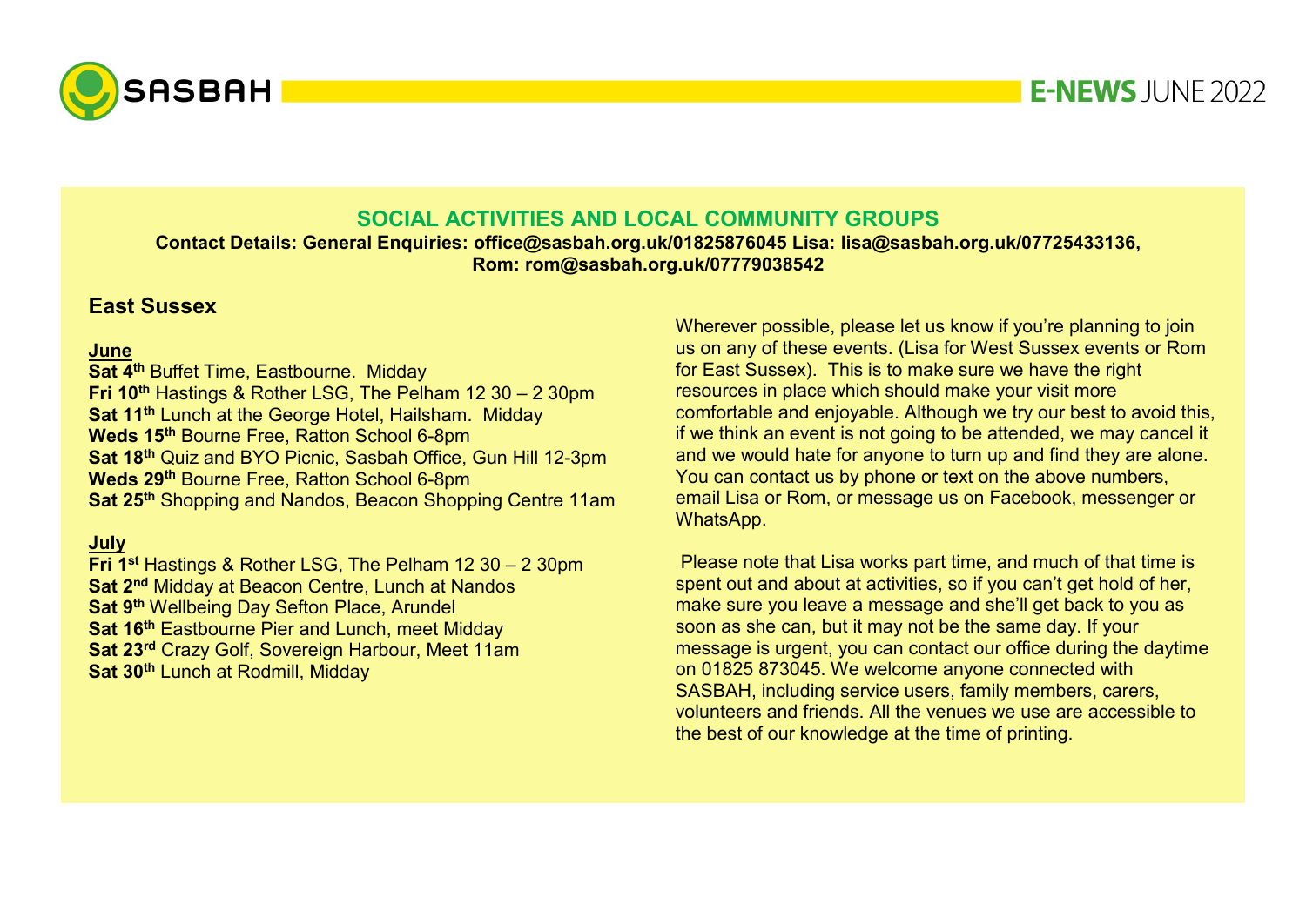## SOCIAL ACTIVITIES AND LOCAL COMMUNITY GROUPS

**Contact Details: General Enquiries: office@sasbah.org.uk/01825876045 Lisa: lisa@sasbah.org.uk/07725433136, Rom: rom@sasbah.org.uk/07779038542**

### East Sussex

**June**

**Sat 4th** Buffet Time, Eastbourne. Midday
**Fri 10th** Hastings & Rother LSG, The Pelham 12 30 – 2 30pm
**Sat 11th** Lunch at the George Hotel, Hailsham. Midday
**Weds 15th** Bourne Free, Ratton School 6-8pm
**Sat 18th** Quiz and BYO Picnic, Sasbah Office, Gun Hill 12-3pm
**Weds 29th** Bourne Free, Ratton School 6-8pm
**Sat 25th** Shopping and Nandos, Beacon Shopping Centre 11am

**July**

**Fri 1st** Hastings & Rother LSG, The Pelham 12 30 – 2 30pm
**Sat 2nd** Midday at Beacon Centre, Lunch at Nandos
**Sat 9th** Wellbeing Day Sefton Place, Arundel
**Sat 16th** Eastbourne Pier and Lunch, meet Midday
**Sat 23rd** Crazy Golf, Sovereign Harbour, Meet 11am
**Sat 30th** Lunch at Rodmill, Midday

Wherever possible, please let us know if you're planning to join us on any of these events. (Lisa for West Sussex events or Rom for East Sussex). This is to make sure we have the right resources in place which should make your visit more comfortable and enjoyable. Although we try our best to avoid this, if we think an event is not going to be attended, we may cancel it and we would hate for anyone to turn up and find they are alone. You can contact us by phone or text on the above numbers, email Lisa or Rom, or message us on Facebook, messenger or WhatsApp.

Please note that Lisa works part time, and much of that time is spent out and about at activities, so if you can't get hold of her, make sure you leave a message and she'll get back to you as soon as she can, but it may not be the same day. If your message is urgent, you can contact our office during the daytime on 01825 873045. We welcome anyone connected with SASBAH, including service users, family members, carers, volunteers and friends. All the venues we use are accessible to the best of our knowledge at the time of printing.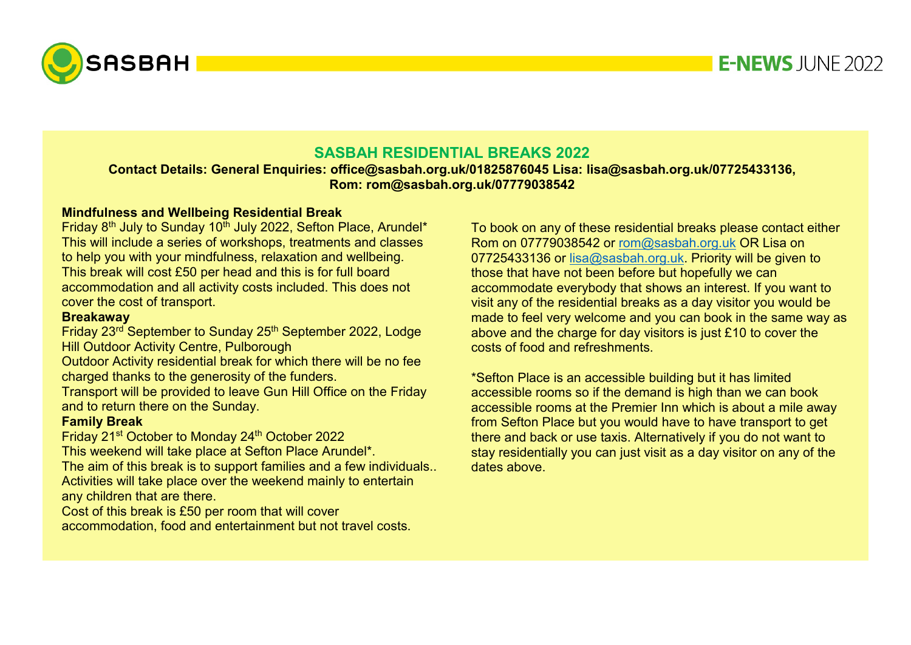## SASBAH RESIDENTIAL BREAKS 2022

**Contact Details: General Enquiries: office@sasbah.org.uk/01825876045 Lisa: lisa@sasbah.org.uk/07725433136, Rom: rom@sasbah.org.uk/07779038542**

**Mindfulness and Wellbeing Residential Break**

Friday 8th July to Sunday 10th July 2022, Sefton Place, Arundel*
This will include a series of workshops, treatments and classes to help you with your mindfulness, relaxation and wellbeing. This break will cost £50 per head and this is for full board accommodation and all activity costs included. This does not cover the cost of transport.

**Breakaway**

Friday 23rd September to Sunday 25th September 2022, Lodge Hill Outdoor Activity Centre, Pulborough
Outdoor Activity residential break for which there will be no fee charged thanks to the generosity of the funders.
Transport will be provided to leave Gun Hill Office on the Friday and to return there on the Sunday.

**Family Break**

Friday 21st October to Monday 24th October 2022
This weekend will take place at Sefton Place Arundel*.
The aim of this break is to support families and a few individuals..
Activities will take place over the weekend mainly to entertain any children that are there.
Cost of this break is £50 per room that will cover accommodation, food and entertainment but not travel costs.

To book on any of these residential breaks please contact either Rom on 07779038542 or rom@sasbah.org.uk OR Lisa on 07725433136 or lisa@sasbah.org.uk. Priority will be given to those that have not been before but hopefully we can accommodate everybody that shows an interest. If you want to visit any of the residential breaks as a day visitor you would be made to feel very welcome and you can book in the same way as above and the charge for day visitors is just £10 to cover the costs of food and refreshments.

*Sefton Place is an accessible building but it has limited accessible rooms so if the demand is high than we can book accessible rooms at the Premier Inn which is about a mile away from Sefton Place but you would have to have transport to get there and back or use taxis. Alternatively if you do not want to stay residentially you can just visit as a day visitor on any of the dates above.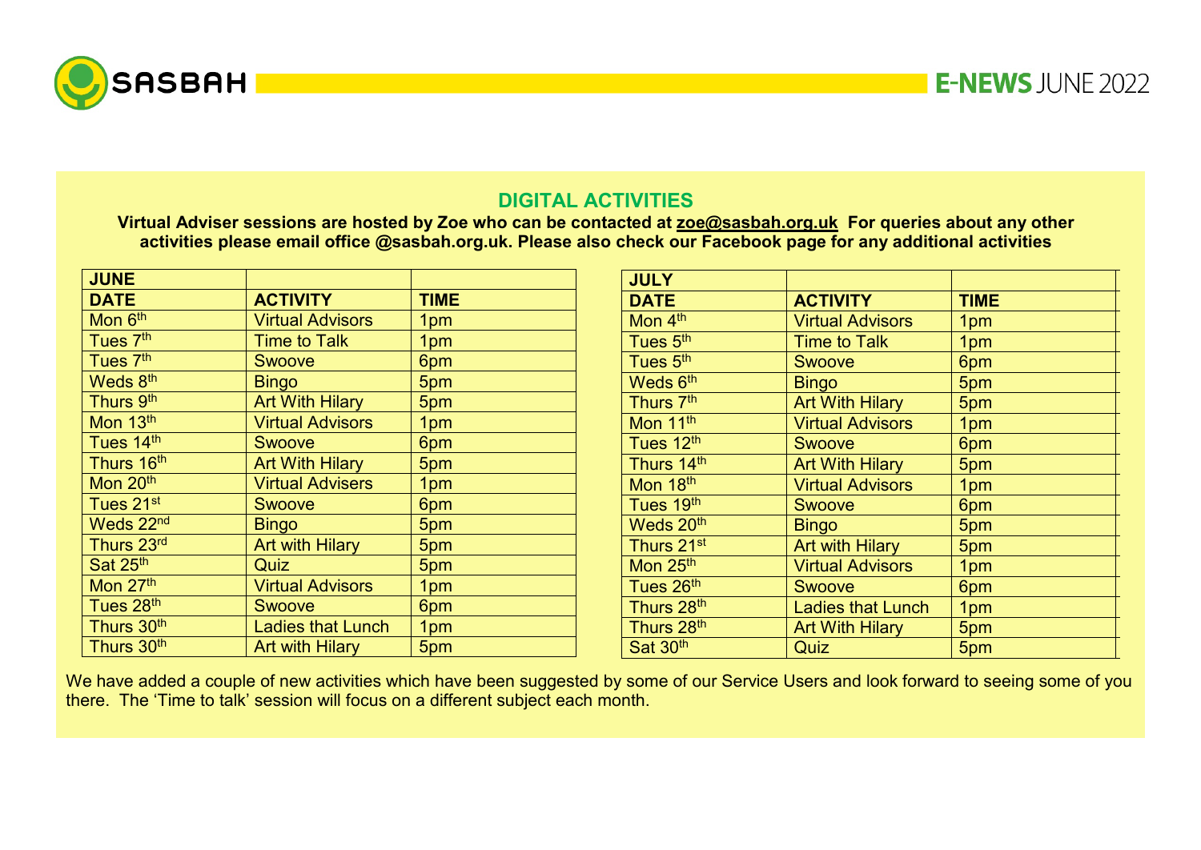## DIGITAL ACTIVITIES

**Virtual Adviser sessions are hosted by Zoe who can be contacted at zoe@sasbah.org.uk For queries about any other activities please email office @sasbah.org.uk. Please also check our Facebook page for any additional activities**

| JUNE | | |
|---|---|---|
| **DATE** | **ACTIVITY** | **TIME** |
| Mon 6th | Virtual Advisors | 1pm |
| Tues 7th | Time to Talk | 1pm |
| Tues 7th | Swoove | 6pm |
| Weds 8th | Bingo | 5pm |
| Thurs 9th | Art With Hilary | 5pm |
| Mon 13th | Virtual Advisors | 1pm |
| Tues 14th | Swoove | 6pm |
| Thurs 16th | Art With Hilary | 5pm |
| Mon 20th | Virtual Advisers | 1pm |
| Tues 21st | Swoove | 6pm |
| Weds 22nd | Bingo | 5pm |
| Thurs 23rd | Art with Hilary | 5pm |
| Sat 25th | Quiz | 5pm |
| Mon 27th | Virtual Advisors | 1pm |
| Tues 28th | Swoove | 6pm |
| Thurs 30th | Ladies that Lunch | 1pm |
| Thurs 30th | Art with Hilary | 5pm |

| JULY | | |
|---|---|---|
| **DATE** | **ACTIVITY** | **TIME** |
| Mon 4th | Virtual Advisors | 1pm |
| Tues 5th | Time to Talk | 1pm |
| Tues 5th | Swoove | 6pm |
| Weds 6th | Bingo | 5pm |
| Thurs 7th | Art With Hilary | 5pm |
| Mon 11th | Virtual Advisors | 1pm |
| Tues 12th | Swoove | 6pm |
| Thurs 14th | Art With Hilary | 5pm |
| Mon 18th | Virtual Advisors | 1pm |
| Tues 19th | Swoove | 6pm |
| Weds 20th | Bingo | 5pm |
| Thurs 21st | Art with Hilary | 5pm |
| Mon 25th | Virtual Advisors | 1pm |
| Tues 26th | Swoove | 6pm |
| Thurs 28th | Ladies that Lunch | 1pm |
| Thurs 28th | Art With Hilary | 5pm |
| Sat 30th | Quiz | 5pm |

We have added a couple of new activities which have been suggested by some of our Service Users and look forward to seeing some of you there. The 'Time to talk' session will focus on a different subject each month.